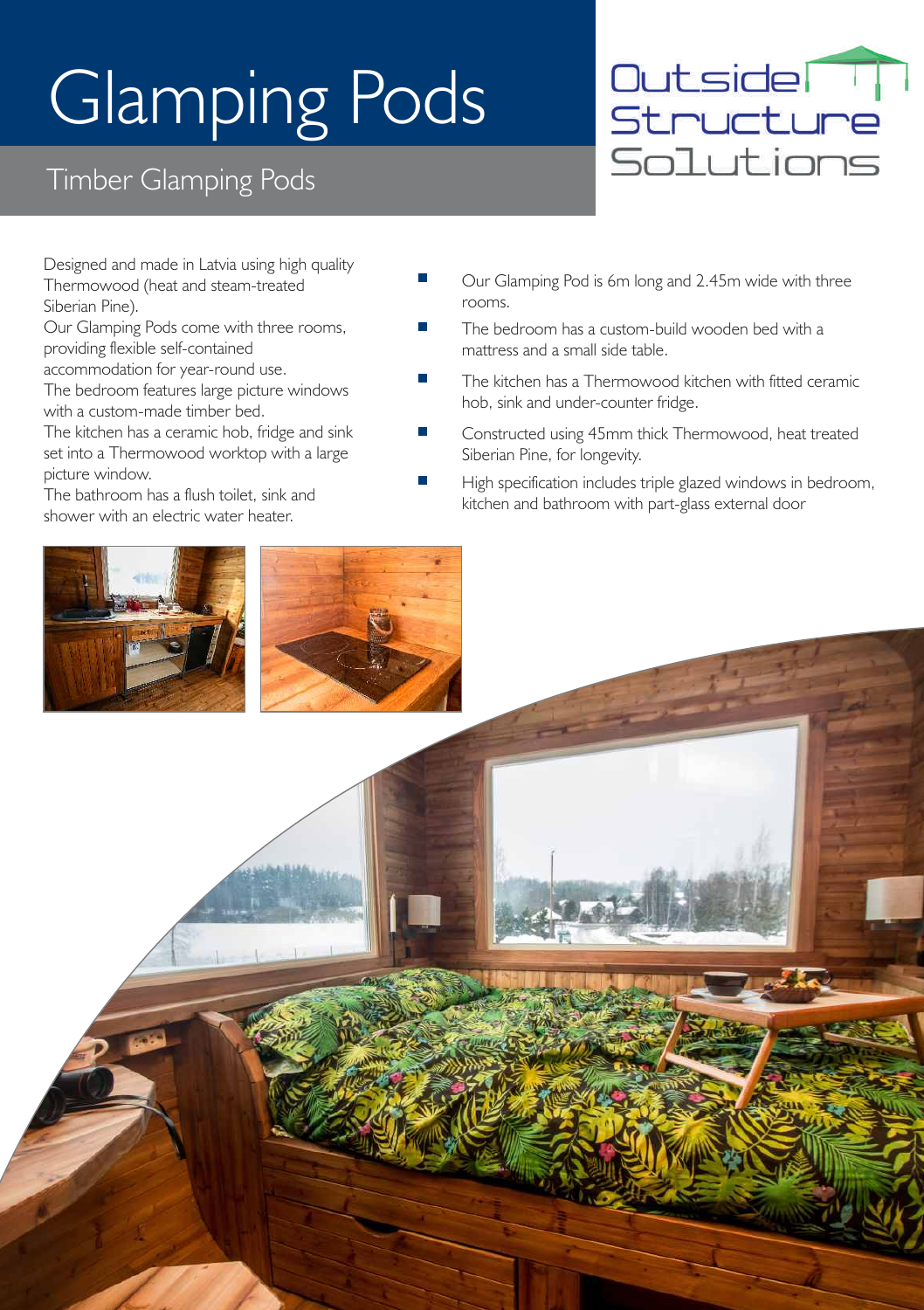# Glamping Pods

## Timber Glamping Pods

Outside Structure Solutions

Designed and made in Latvia using high quality Thermowood (heat and steam-treated Siberian Pine).

Our Glamping Pods come with three rooms, providing flexible self-contained accommodation for year-round use.

The bedroom features large picture windows with a custom-made timber bed.

The kitchen has a ceramic hob, fridge and sink set into a Thermowood worktop with a large picture window.

The bathroom has a flush toilet, sink and shower with an electric water heater.

- Our Glamping Pod is 6m long and 2.45m wide with three rooms.
- The bedroom has a custom-build wooden bed with a mattress and a small side table.
- The kitchen has a Thermowood kitchen with fitted ceramic hob, sink and under-counter fridge.
- Constructed using 45mm thick Thermowood, heat treated Siberian Pine, for longevity.
- High specification includes triple glazed windows in bedroom, kitchen and bathroom with part-glass external door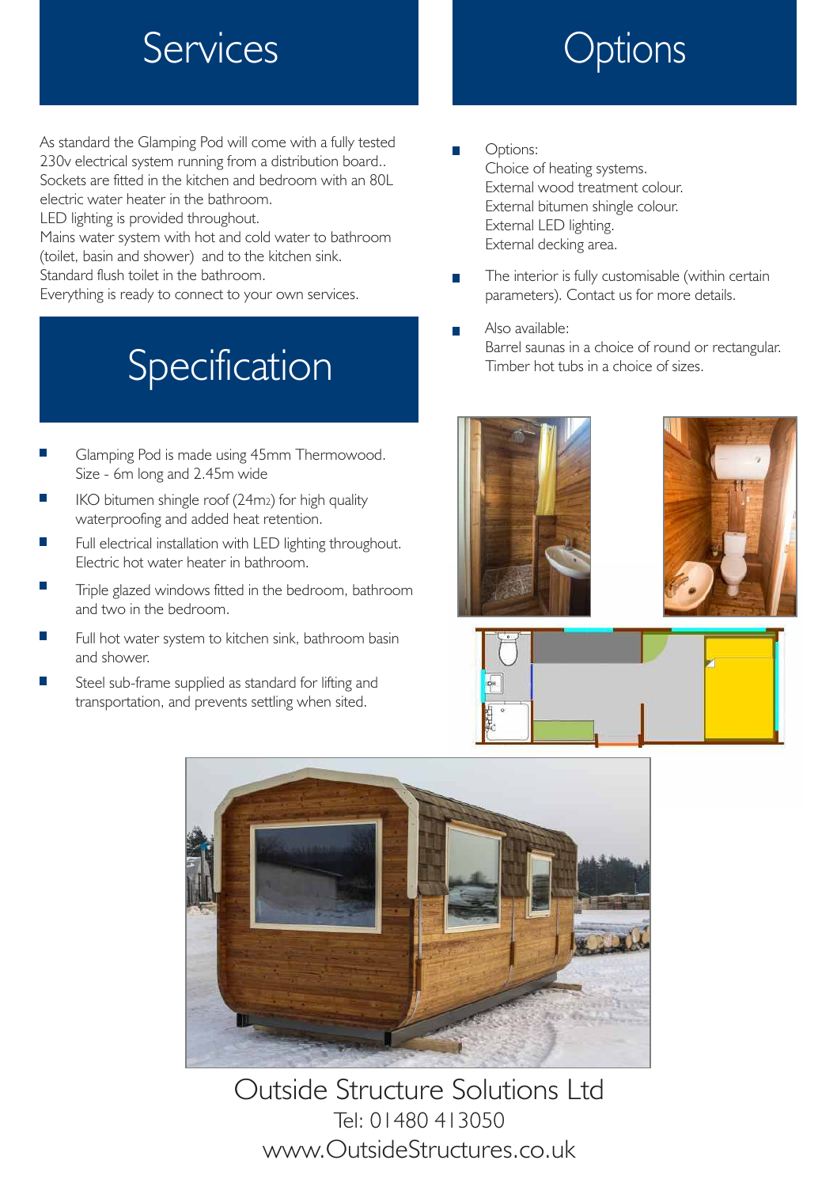# Services

As standard the Glamping Pod will come with a fully tested 230v electrical system running from a distribution board.. Sockets are fitted in the kitchen and bedroom with an 80L electric water heater in the bathroom.
LED lighting is provided throughout.
Mains water system with hot and cold water to bathroom (toilet, basin and shower) and to the kitchen sink.
Standard flush toilet in the bathroom.
Everything is ready to connect to your own services.

# Specification

- Glamping Pod is made using 45mm Thermowood. Size - 6m long and 2.45m wide
- IKO bitumen shingle roof (24m2) for high quality waterproofing and added heat retention.
- Full electrical installation with LED lighting throughout. Electric hot water heater in bathroom.
- Triple glazed windows fitted in the bedroom, bathroom and two in the bedroom.
- Full hot water system to kitchen sink, bathroom basin and shower.
- Steel sub-frame supplied as standard for lifting and transportation, and prevents settling when sited.

# Options

- Options:
  Choice of heating systems.
  External wood treatment colour.
  External bitumen shingle colour.
  External LED lighting.
  External decking area.
- The interior is fully customisable (within certain parameters). Contact us for more details.
- Also available:
  Barrel saunas in a choice of round or rectangular.
  Timber hot tubs in a choice of sizes.

Outside Structure Solutions Ltd
Tel: 01480 413050
www.OutsideStructures.co.uk